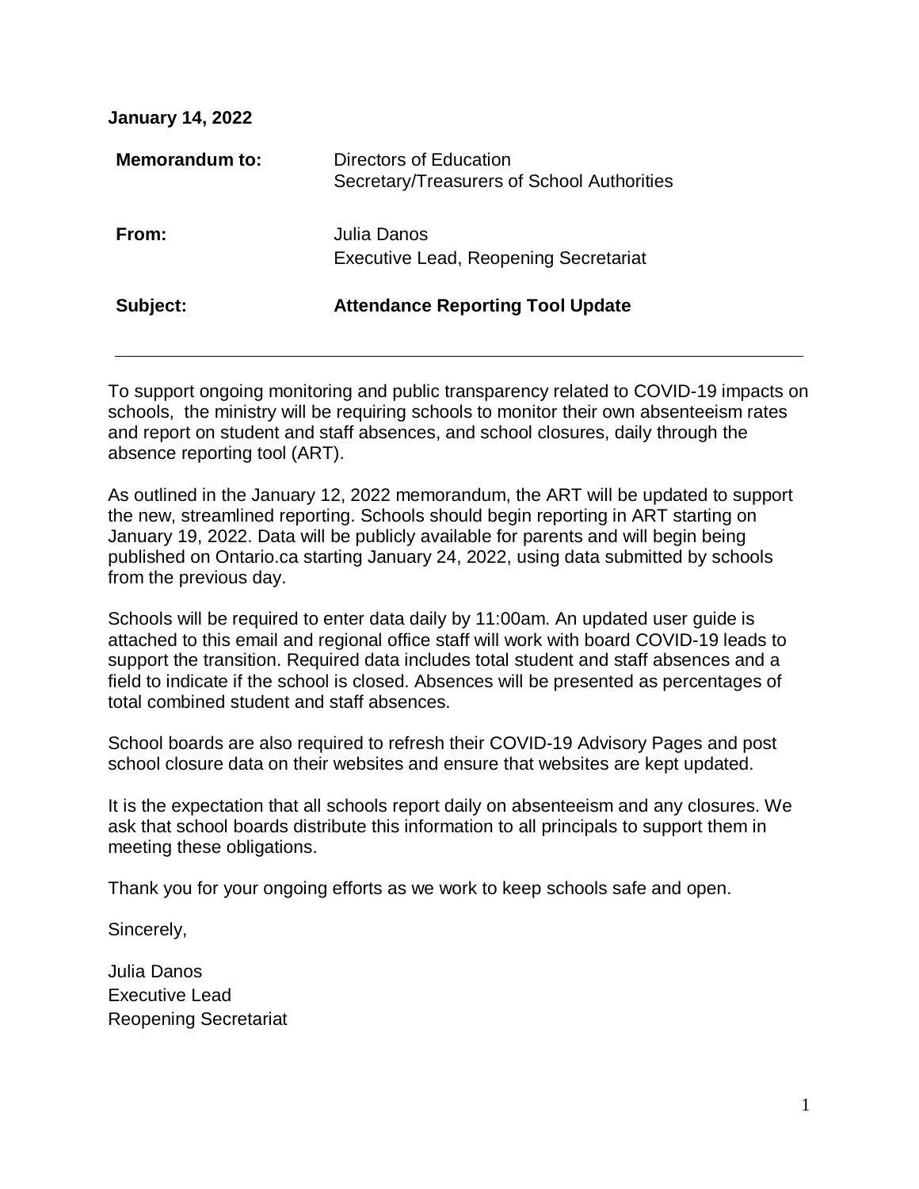**January 14, 2022**

| | |
|---|---|
| **Memorandum to:** | Directors of Education<br>Secretary/Treasurers of School Authorities |
| **From:** | Julia Danos<br>Executive Lead, Reopening Secretariat |
| **Subject:** | **Attendance Reporting Tool Update** |

---

To support ongoing monitoring and public transparency related to COVID-19 impacts on schools, the ministry will be requiring schools to monitor their own absenteeism rates and report on student and staff absences, and school closures, daily through the absence reporting tool (ART).

As outlined in the January 12, 2022 memorandum, the ART will be updated to support the new, streamlined reporting. Schools should begin reporting in ART starting on January 19, 2022. Data will be publicly available for parents and will begin being published on Ontario.ca starting January 24, 2022, using data submitted by schools from the previous day.

Schools will be required to enter data daily by 11:00am. An updated user guide is attached to this email and regional office staff will work with board COVID-19 leads to support the transition. Required data includes total student and staff absences and a field to indicate if the school is closed. Absences will be presented as percentages of total combined student and staff absences.

School boards are also required to refresh their COVID-19 Advisory Pages and post school closure data on their websites and ensure that websites are kept updated.

It is the expectation that all schools report daily on absenteeism and any closures. We ask that school boards distribute this information to all principals to support them in meeting these obligations.

Thank you for your ongoing efforts as we work to keep schools safe and open.

Sincerely,

Julia Danos
Executive Lead
Reopening Secretariat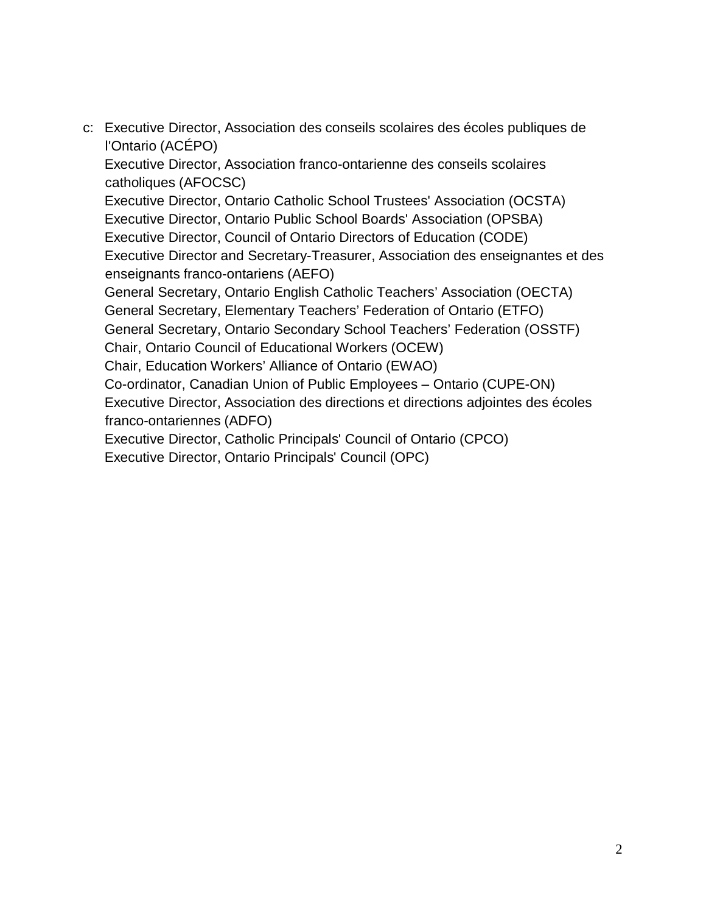c: Executive Director, Association des conseils scolaires des écoles publiques de l'Ontario (ACÉPO)
Executive Director, Association franco-ontarienne des conseils scolaires catholiques (AFOCSC)
Executive Director, Ontario Catholic School Trustees' Association (OCSTA)
Executive Director, Ontario Public School Boards' Association (OPSBA)
Executive Director, Council of Ontario Directors of Education (CODE)
Executive Director and Secretary-Treasurer, Association des enseignantes et des enseignants franco-ontariens (AEFO)
General Secretary, Ontario English Catholic Teachers’ Association (OECTA)
General Secretary, Elementary Teachers’ Federation of Ontario (ETFO)
General Secretary, Ontario Secondary School Teachers’ Federation (OSSTF)
Chair, Ontario Council of Educational Workers (OCEW)
Chair, Education Workers’ Alliance of Ontario (EWAO)
Co-ordinator, Canadian Union of Public Employees – Ontario (CUPE-ON)
Executive Director, Association des directions et directions adjointes des écoles franco-ontariennes (ADFO)
Executive Director, Catholic Principals' Council of Ontario (CPCO)
Executive Director, Ontario Principals' Council (OPC)